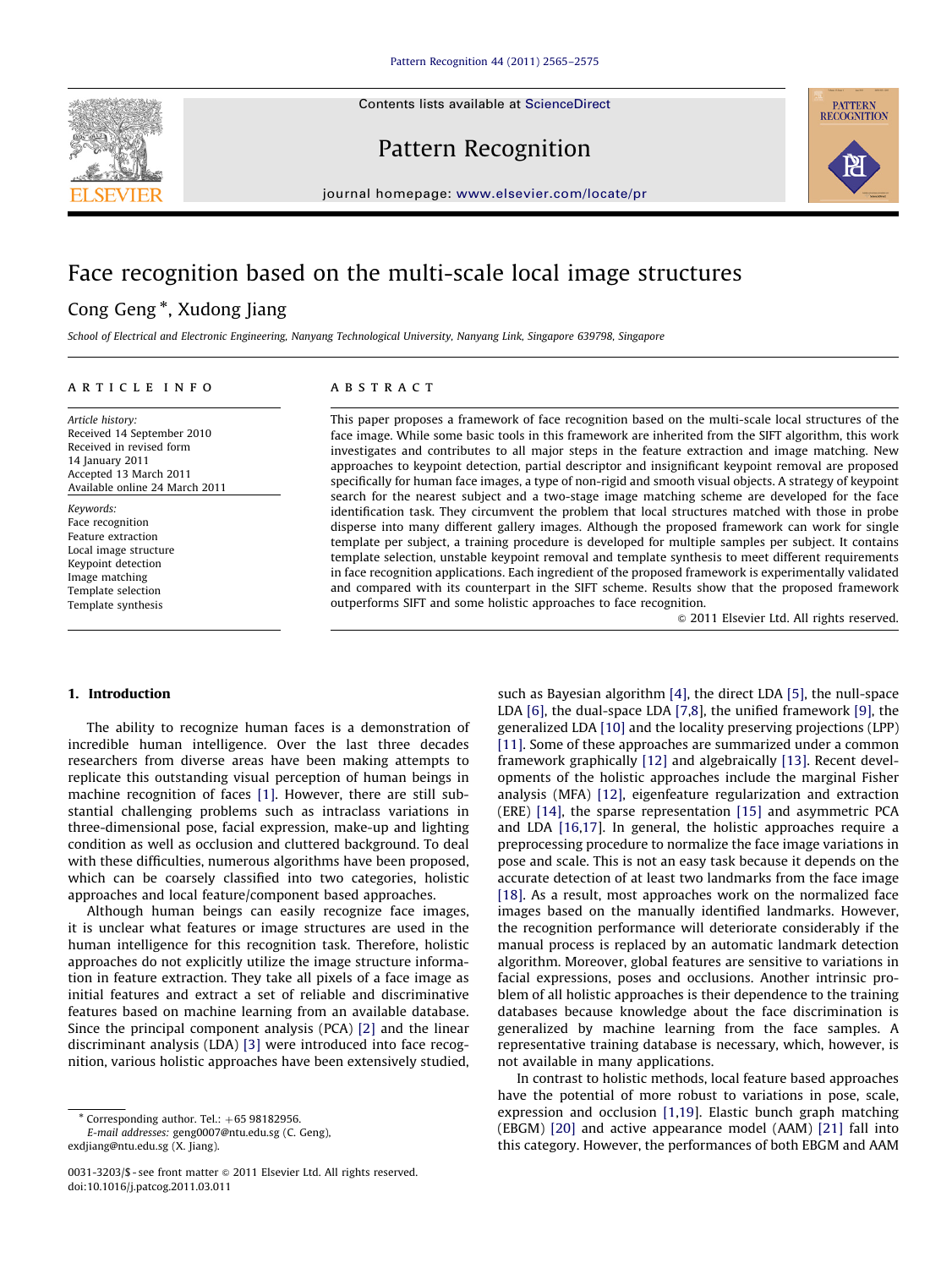# Face recognition based on the multi-scale local image structures

Cong Geng *, Xudong Jiang

*School of Electrical and Electronic Engineering, Nanyang Technological University, Nanyang Link, Singapore 639798, Singapore*

## ARTICLE INFO

*Article history:*
Received 14 September 2010
Received in revised form
14 January 2011
Accepted 13 March 2011
Available online 24 March 2011

*Keywords:*
Face recognition
Feature extraction
Local image structure
Keypoint detection
Image matching
Template selection
Template synthesis

## ABSTRACT

This paper proposes a framework of face recognition based on the multi-scale local structures of the face image. While some basic tools in this framework are inherited from the SIFT algorithm, this work investigates and contributes to all major steps in the feature extraction and image matching. New approaches to keypoint detection, partial descriptor and insignificant keypoint removal are proposed specifically for human face images, a type of non-rigid and smooth visual objects. A strategy of keypoint search for the nearest subject and a two-stage image matching scheme are developed for the face identification task. They circumvent the problem that local structures matched with those in probe disperse into many different gallery images. Although the proposed framework can work for single template per subject, a training procedure is developed for multiple samples per subject. It contains template selection, unstable keypoint removal and template synthesis to meet different requirements in face recognition applications. Each ingredient of the proposed framework is experimentally validated and compared with its counterpart in the SIFT scheme. Results show that the proposed framework outperforms SIFT and some holistic approaches to face recognition.

© 2011 Elsevier Ltd. All rights reserved.

## 1. Introduction

The ability to recognize human faces is a demonstration of incredible human intelligence. Over the last three decades researchers from diverse areas have been making attempts to replicate this outstanding visual perception of human beings in machine recognition of faces [1]. However, there are still substantial challenging problems such as intraclass variations in three-dimensional pose, facial expression, make-up and lighting condition as well as occlusion and cluttered background. To deal with these difficulties, numerous algorithms have been proposed, which can be coarsely classified into two categories, holistic approaches and local feature/component based approaches.

Although human beings can easily recognize face images, it is unclear what features or image structures are used in the human intelligence for this recognition task. Therefore, holistic approaches do not explicitly utilize the image structure information in feature extraction. They take all pixels of a face image as initial features and extract a set of reliable and discriminative features based on machine learning from an available database. Since the principal component analysis (PCA) [2] and the linear discriminant analysis (LDA) [3] were introduced into face recognition, various holistic approaches have been extensively studied, such as Bayesian algorithm [4], the direct LDA [5], the null-space LDA [6], the dual-space LDA [7,8], the unified framework [9], the generalized LDA [10] and the locality preserving projections (LPP) [11]. Some of these approaches are summarized under a common framework graphically [12] and algebraically [13]. Recent developments of the holistic approaches include the marginal Fisher analysis (MFA) [12], eigenfeature regularization and extraction (ERE) [14], the sparse representation [15] and asymmetric PCA and LDA [16,17]. In general, the holistic approaches require a preprocessing procedure to normalize the face image variations in pose and scale. This is not an easy task because it depends on the accurate detection of at least two landmarks from the face image [18]. As a result, most approaches work on the normalized face images based on the manually identified landmarks. However, the recognition performance will deteriorate considerably if the manual process is replaced by an automatic landmark detection algorithm. Moreover, global features are sensitive to variations in facial expressions, poses and occlusions. Another intrinsic problem of all holistic approaches is their dependence to the training databases because knowledge about the face discrimination is generalized by machine learning from the face samples. A representative training database is necessary, which, however, is not available in many applications.

In contrast to holistic methods, local feature based approaches have the potential of more robust to variations in pose, scale, expression and occlusion [1,19]. Elastic bunch graph matching (EBGM) [20] and active appearance model (AAM) [21] fall into this category. However, the performances of both EBGM and AAM

* Corresponding author. Tel.: +65 98182956.
*E-mail addresses:* geng0007@ntu.edu.sg (C. Geng), exdjiang@ntu.edu.sg (X. Jiang).

0031-3203/$ - see front matter © 2011 Elsevier Ltd. All rights reserved.
doi:10.1016/j.patcog.2011.03.011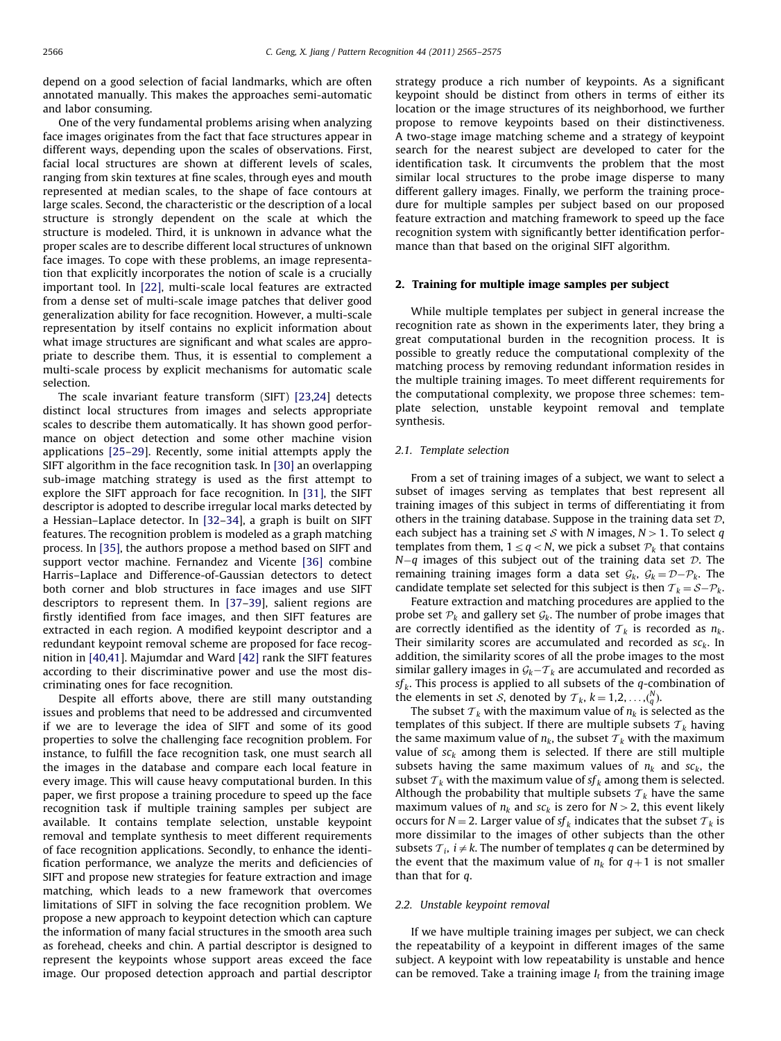depend on a good selection of facial landmarks, which are often annotated manually. This makes the approaches semi-automatic and labor consuming.

One of the very fundamental problems arising when analyzing face images originates from the fact that face structures appear in different ways, depending upon the scales of observations. First, facial local structures are shown at different levels of scales, ranging from skin textures at fine scales, through eyes and mouth represented at median scales, to the shape of face contours at large scales. Second, the characteristic or the description of a local structure is strongly dependent on the scale at which the structure is modeled. Third, it is unknown in advance what the proper scales are to describe different local structures of unknown face images. To cope with these problems, an image representation that explicitly incorporates the notion of scale is a crucially important tool. In [22], multi-scale local features are extracted from a dense set of multi-scale image patches that deliver good generalization ability for face recognition. However, a multi-scale representation by itself contains no explicit information about what image structures are significant and what scales are appropriate to describe them. Thus, it is essential to complement a multi-scale process by explicit mechanisms for automatic scale selection.

The scale invariant feature transform (SIFT) [23,24] detects distinct local structures from images and selects appropriate scales to describe them automatically. It has shown good performance on object detection and some other machine vision applications [25–29]. Recently, some initial attempts apply the SIFT algorithm in the face recognition task. In [30] an overlapping sub-image matching strategy is used as the first attempt to explore the SIFT approach for face recognition. In [31], the SIFT descriptor is adopted to describe irregular local marks detected by a Hessian–Laplace detector. In [32–34], a graph is built on SIFT features. The recognition problem is modeled as a graph matching process. In [35], the authors propose a method based on SIFT and support vector machine. Fernandez and Vicente [36] combine Harris–Laplace and Difference-of-Gaussian detectors to detect both corner and blob structures in face images and use SIFT descriptors to represent them. In [37–39], salient regions are firstly identified from face images, and then SIFT features are extracted in each region. A modified keypoint descriptor and a redundant keypoint removal scheme are proposed for face recognition in [40,41]. Majumdar and Ward [42] rank the SIFT features according to their discriminative power and use the most discriminating ones for face recognition.

Despite all efforts above, there are still many outstanding issues and problems that need to be addressed and circumvented if we are to leverage the idea of SIFT and some of its good properties to solve the challenging face recognition problem. For instance, to fulfill the face recognition task, one must search all the images in the database and compare each local feature in every image. This will cause heavy computational burden. In this paper, we first propose a training procedure to speed up the face recognition task if multiple training samples per subject are available. It contains template selection, unstable keypoint removal and template synthesis to meet different requirements of face recognition applications. Secondly, to enhance the identification performance, we analyze the merits and deficiencies of SIFT and propose new strategies for feature extraction and image matching, which leads to a new framework that overcomes limitations of SIFT in solving the face recognition problem. We propose a new approach to keypoint detection which can capture the information of many facial structures in the smooth area such as forehead, cheeks and chin. A partial descriptor is designed to represent the keypoints whose support areas exceed the face image. Our proposed detection approach and partial descriptor strategy produce a rich number of keypoints. As a significant keypoint should be distinct from others in terms of either its location or the image structures of its neighborhood, we further propose to remove keypoints based on their distinctiveness. A two-stage image matching scheme and a strategy of keypoint search for the nearest subject are developed to cater for the identification task. It circumvents the problem that the most similar local structures to the probe image disperse to many different gallery images. Finally, we perform the training procedure for multiple samples per subject based on our proposed feature extraction and matching framework to speed up the face recognition system with significantly better identification performance than that based on the original SIFT algorithm.

## 2. Training for multiple image samples per subject

While multiple templates per subject in general increase the recognition rate as shown in the experiments later, they bring a great computational burden in the recognition process. It is possible to greatly reduce the computational complexity of the matching process by removing redundant information resides in the multiple training images. To meet different requirements for the computational complexity, we propose three schemes: template selection, unstable keypoint removal and template synthesis.

### 2.1. Template selection

From a set of training images of a subject, we want to select a subset of images serving as templates that best represent all training images of this subject in terms of differentiating it from others in the training database. Suppose in the training data set $\mathcal{D}$, each subject has a training set $\mathcal{S}$ with $N$ images, $N>1$. To select $q$ templates from them, $1 \le q < N$, we pick a subset $\mathcal{P}_k$ that contains $N-q$ images of this subject out of the training data set $\mathcal{D}$. The remaining training images form a data set $\mathcal{G}_k$, $\mathcal{G}_k = \mathcal{D}-\mathcal{P}_k$. The candidate template set selected for this subject is then $\mathcal{T}_k = \mathcal{S}-\mathcal{P}_k$.

Feature extraction and matching procedures are applied to the probe set $\mathcal{P}_k$ and gallery set $\mathcal{G}_k$. The number of probe images that are correctly identified as the identity of $\mathcal{T}_k$ is recorded as $n_k$. Their similarity scores are accumulated and recorded as $sc_k$. In addition, the similarity scores of all the probe images to the most similar gallery images in $\mathcal{G}_k - \mathcal{T}_k$ are accumulated and recorded as $sf_k$. This process is applied to all subsets of the $q$-combination of the elements in set $\mathcal{S}$, denoted by $\mathcal{T}_k$, $k = 1,2,\ldots,\binom{N}{q}$.

The subset $\mathcal{T}_k$ with the maximum value of $n_k$ is selected as the templates of this subject. If there are multiple subsets $\mathcal{T}_k$ having the same maximum value of $n_k$, the subset $\mathcal{T}_k$ with the maximum value of $sc_k$ among them is selected. If there are still multiple subsets having the same maximum values of $n_k$ and $sc_k$, the subset $\mathcal{T}_k$ with the maximum value of $sf_k$ among them is selected. Although the probability that multiple subsets $\mathcal{T}_k$ have the same maximum values of $n_k$ and $sc_k$ is zero for $N>2$, this event likely occurs for $N=2$. Larger value of $sf_k$ indicates that the subset $\mathcal{T}_k$ is more dissimilar to the images of other subjects than the other subsets $\mathcal{T}_i$, $i \ne k$. The number of templates $q$ can be determined by the event that the maximum value of $n_k$ for $q+1$ is not smaller than that for $q$.

### 2.2. Unstable keypoint removal

If we have multiple training images per subject, we can check the repeatability of a keypoint in different images of the same subject. A keypoint with low repeatability is unstable and hence can be removed. Take a training image $I_t$ from the training image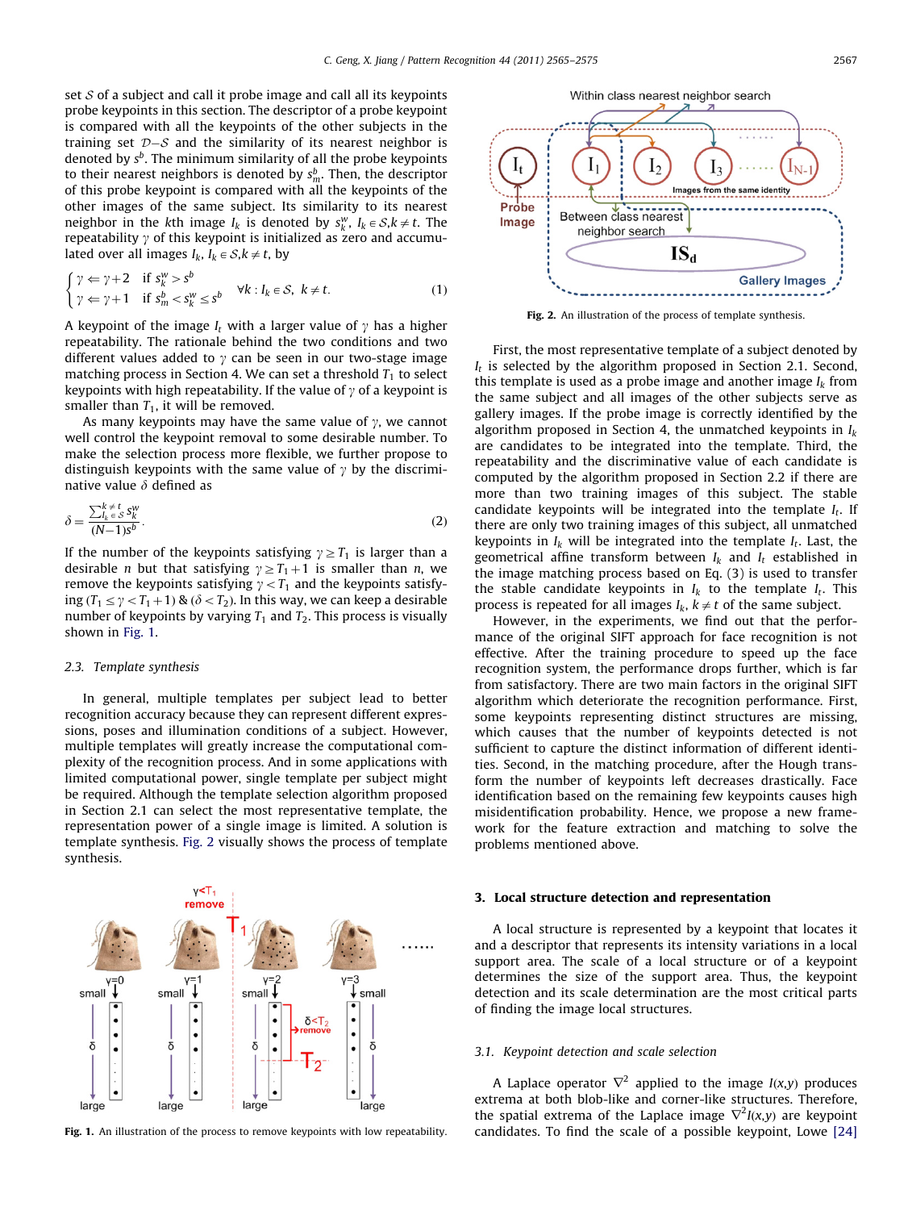set $\mathcal{S}$ of a subject and call it probe image and call all its keypoints probe keypoints in this section. The descriptor of a probe keypoint is compared with all the keypoints of the other subjects in the training set $\mathcal{D}-\mathcal{S}$ and the similarity of its nearest neighbor is denoted by $s^b$. The minimum similarity of all the probe keypoints to their nearest neighbors is denoted by $s_m^b$. Then, the descriptor of this probe keypoint is compared with all the keypoints of the other images of the same subject. Its similarity to its nearest neighbor in the $k$th image $I_k$ is denoted by $s_k^w$, $I_k \in \mathcal{S}, k \neq t$. The repeatability $\gamma$ of this keypoint is initialized as zero and accumulated over all images $I_k$, $I_k \in \mathcal{S}, k \neq t$, by

$$\begin{cases} \gamma \Leftarrow \gamma+2 & \text{if } s_k^w > s^b \\ \gamma \Leftarrow \gamma+1 & \text{if } s_m^b < s_k^w \leq s^b \end{cases} \quad \forall k : I_k \in \mathcal{S},\ k \neq t. \tag{1}$$

A keypoint of the image $I_t$ with a larger value of $\gamma$ has a higher repeatability. The rationale behind the two conditions and two different values added to $\gamma$ can be seen in our two-stage image matching process in Section 4. We can set a threshold $T_1$ to select keypoints with high repeatability. If the value of $\gamma$ of a keypoint is smaller than $T_1$, it will be removed.

As many keypoints may have the same value of $\gamma$, we cannot well control the keypoint removal to some desirable number. To make the selection process more flexible, we further propose to distinguish keypoints with the same value of $\gamma$ by the discriminative value $\delta$ defined as

$$\delta = \frac{\sum_{I_k \in \mathcal{S}}^{k \neq t} s_k^w}{(N-1)s^b}. \tag{2}$$

If the number of the keypoints satisfying $\gamma \geq T_1$ is larger than a desirable $n$ but that satisfying $\gamma \geq T_1+1$ is smaller than $n$, we remove the keypoints satisfying $\gamma < T_1$ and the keypoints satisfying $(T_1 \leq \gamma < T_1+1)$ & $(\delta < T_2)$. In this way, we can keep a desirable number of keypoints by varying $T_1$ and $T_2$. This process is visually shown in Fig. 1.

Fig. 1. An illustration of the process to remove keypoints with low repeatability.

### 2.3. Template synthesis

In general, multiple templates per subject lead to better recognition accuracy because they can represent different expressions, poses and illumination conditions of a subject. However, multiple templates will greatly increase the computational complexity of the recognition process. And in some applications with limited computational power, single template per subject might be required. Although the template selection algorithm proposed in Section 2.1 can select the most representative template, the representation power of a single image is limited. A solution is template synthesis. Fig. 2 visually shows the process of template synthesis.

Fig. 2. An illustration of the process of template synthesis.

First, the most representative template of a subject denoted by $I_t$ is selected by the algorithm proposed in Section 2.1. Second, this template is used as a probe image and another image $I_k$ from the same subject and all images of the other subjects serve as gallery images. If the probe image is correctly identified by the algorithm proposed in Section 4, the unmatched keypoints in $I_k$ are candidates to be integrated into the template. Third, the repeatability and the discriminative value of each candidate is computed by the algorithm proposed in Section 2.2 if there are more than two training images of this subject. The stable candidate keypoints will be integrated into the template $I_t$. If there are only two training images of this subject, all unmatched keypoints in $I_k$ will be integrated into the template $I_t$. Last, the geometrical affine transform between $I_k$ and $I_t$ established in the image matching process based on Eq. (3) is used to transfer the stable candidate keypoints in $I_k$ to the template $I_t$. This process is repeated for all images $I_k$, $k \neq t$ of the same subject.

However, in the experiments, we find out that the performance of the original SIFT approach for face recognition is not effective. After the training procedure to speed up the face recognition system, the performance drops further, which is far from satisfactory. There are two main factors in the original SIFT algorithm which deteriorate the recognition performance. First, some keypoints representing distinct structures are missing, which causes that the number of keypoints detected is not sufficient to capture the distinct information of different identities. Second, in the matching procedure, after the Hough transform the number of keypoints left decreases drastically. Face identification based on the remaining few keypoints causes high misidentification probability. Hence, we propose a new framework for the feature extraction and matching to solve the problems mentioned above.

## 3. Local structure detection and representation

A local structure is represented by a keypoint that locates it and a descriptor that represents its intensity variations in a local support area. The scale of a local structure or of a keypoint determines the size of the support area. Thus, the keypoint detection and its scale determination are the most critical parts of finding the image local structures.

### 3.1. Keypoint detection and scale selection

A Laplace operator $\nabla^2$ applied to the image $I(x,y)$ produces extrema at both blob-like and corner-like structures. Therefore, the spatial extrema of the Laplace image $\nabla^2 I(x,y)$ are keypoint candidates. To find the scale of a possible keypoint, Lowe [24]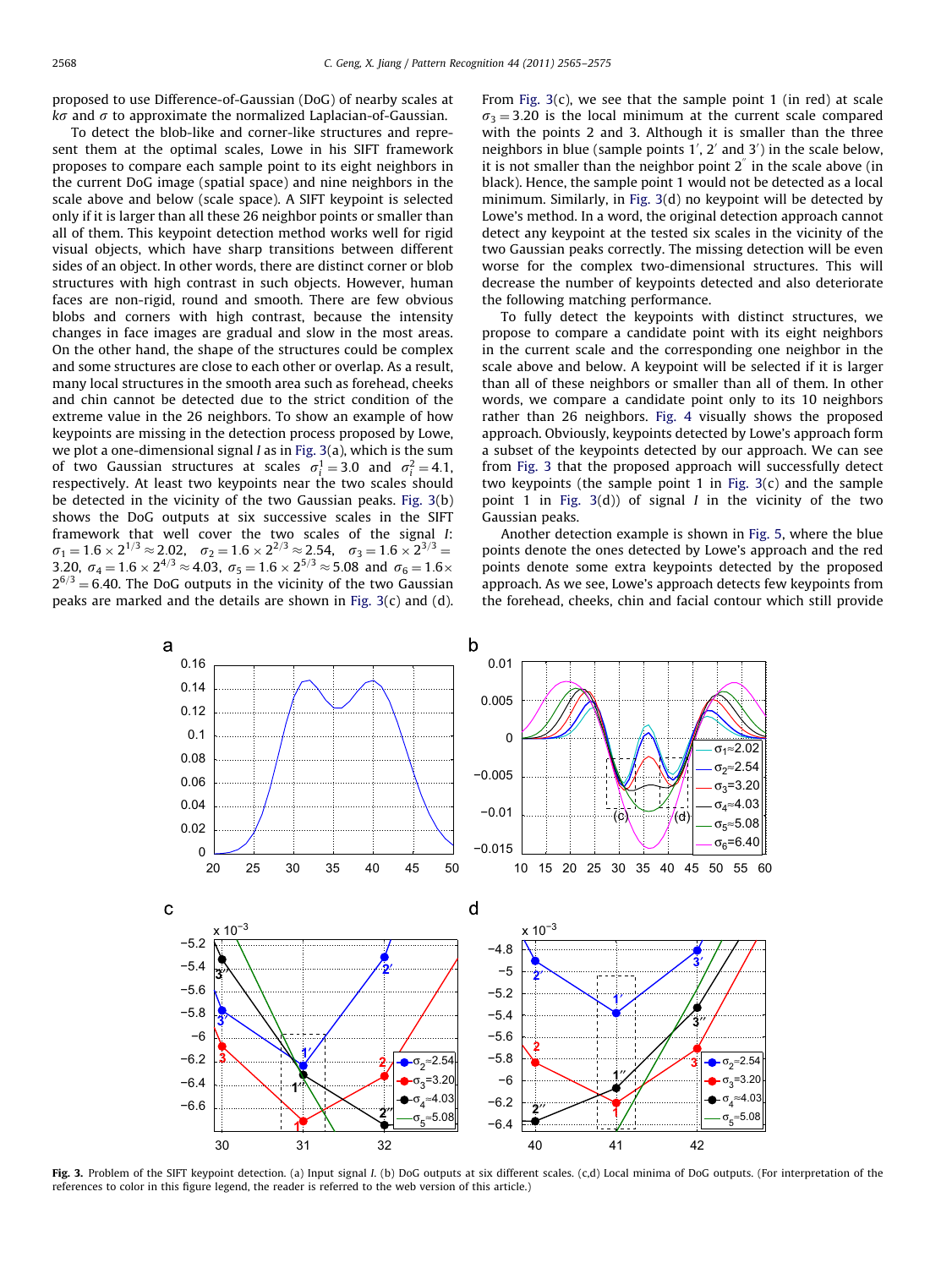proposed to use Difference-of-Gaussian (DoG) of nearby scales at $k\sigma$ and $\sigma$ to approximate the normalized Laplacian-of-Gaussian.

To detect the blob-like and corner-like structures and represent them at the optimal scales, Lowe in his SIFT framework proposes to compare each sample point to its eight neighbors in the current DoG image (spatial space) and nine neighbors in the scale above and below (scale space). A SIFT keypoint is selected only if it is larger than all these 26 neighbor points or smaller than all of them. This keypoint detection method works well for rigid visual objects, which have sharp transitions between different sides of an object. In other words, there are distinct corner or blob structures with high contrast in such objects. However, human faces are non-rigid, round and smooth. There are few obvious blobs and corners with high contrast, because the intensity changes in face images are gradual and slow in the most areas. On the other hand, the shape of the structures could be complex and some structures are close to each other or overlap. As a result, many local structures in the smooth area such as forehead, cheeks and chin cannot be detected due to the strict condition of the extreme value in the 26 neighbors. To show an example of how keypoints are missing in the detection process proposed by Lowe, we plot a one-dimensional signal $I$ as in Fig. 3(a), which is the sum of two Gaussian structures at scales $\sigma_I^1 = 3.0$ and $\sigma_I^2 = 4.1$, respectively. At least two keypoints near the two scales should be detected in the vicinity of the two Gaussian peaks. Fig. 3(b) shows the DoG outputs at six successive scales in the SIFT framework that well cover the two scales of the signal $I$: $\sigma_1 = 1.6 \times 2^{1/3} \approx 2.02$, $\sigma_2 = 1.6 \times 2^{2/3} \approx 2.54$, $\sigma_3 = 1.6 \times 2^{3/3} = 3.20$, $\sigma_4 = 1.6 \times 2^{4/3} \approx 4.03$, $\sigma_5 = 1.6 \times 2^{5/3} \approx 5.08$ and $\sigma_6 = 1.6 \times 2^{6/3} = 6.40$. The DoG outputs in the vicinity of the two Gaussian peaks are marked and the details are shown in Fig. 3(c) and (d). From Fig. 3(c), we see that the sample point 1 (in red) at scale $\sigma_3 = 3.20$ is the local minimum at the current scale compared with the points 2 and 3. Although it is smaller than the three neighbors in blue (sample points $1'$, $2'$ and $3'$) in the scale below, it is not smaller than the neighbor point $2''$ in the scale above (in black). Hence, the sample point 1 would not be detected as a local minimum. Similarly, in Fig. 3(d) no keypoint will be detected by Lowe's method. In a word, the original detection approach cannot detect any keypoint at the tested six scales in the vicinity of the two Gaussian peaks correctly. The missing detection will be even worse for the complex two-dimensional structures. This will decrease the number of keypoints detected and also deteriorate the following matching performance.

To fully detect the keypoints with distinct structures, we propose to compare a candidate point with its eight neighbors in the current scale and the corresponding one neighbor in the scale above and below. A keypoint will be selected if it is larger than all of these neighbors or smaller than all of them. In other words, we compare a candidate point only to its 10 neighbors rather than 26 neighbors. Fig. 4 visually shows the proposed approach. Obviously, keypoints detected by Lowe's approach form a subset of the keypoints detected by our approach. We can see from Fig. 3 that the proposed approach will successfully detect two keypoints (the sample point 1 in Fig. 3(c) and the sample point 1 in Fig. 3(d)) of signal $I$ in the vicinity of the two Gaussian peaks.

Another detection example is shown in Fig. 5, where the blue points denote the ones detected by Lowe's approach and the red points denote some extra keypoints detected by the proposed approach. As we see, Lowe's approach detects few keypoints from the forehead, cheeks, chin and facial contour which still provide

**Fig. 3.** Problem of the SIFT keypoint detection. (a) Input signal $I$. (b) DoG outputs at six different scales. (c,d) Local minima of DoG outputs. (For interpretation of the references to color in this figure legend, the reader is referred to the web version of this article.)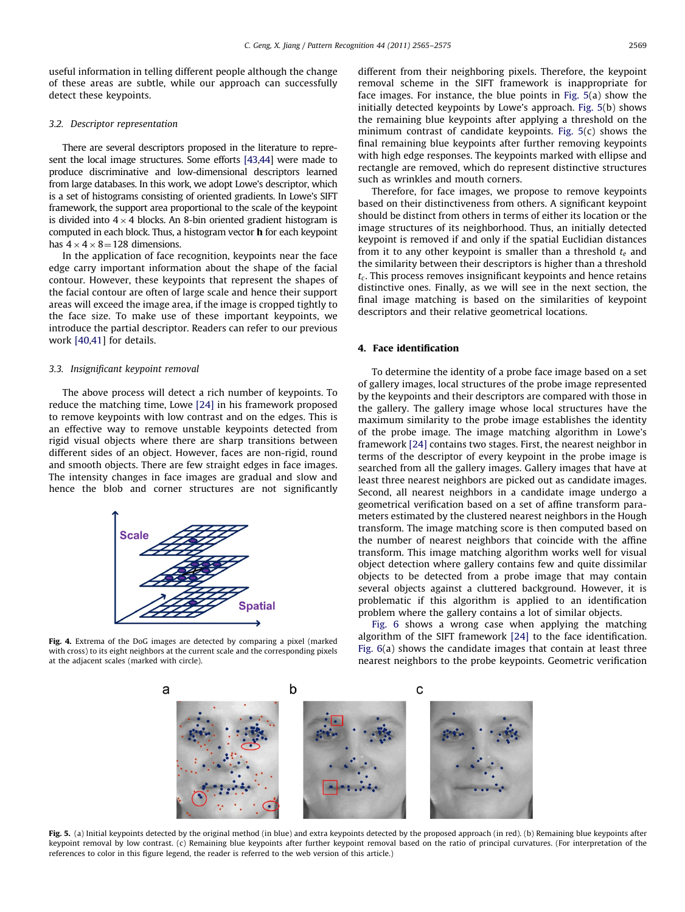useful information in telling different people although the change of these areas are subtle, while our approach can successfully detect these keypoints.

### 3.2. Descriptor representation

There are several descriptors proposed in the literature to represent the local image structures. Some efforts [43,44] were made to produce discriminative and low-dimensional descriptors learned from large databases. In this work, we adopt Lowe's descriptor, which is a set of histograms consisting of oriented gradients. In Lowe's SIFT framework, the support area proportional to the scale of the keypoint is divided into $4 \times 4$ blocks. An 8-bin oriented gradient histogram is computed in each block. Thus, a histogram vector $\mathbf{h}$ for each keypoint has $4 \times 4 \times 8 = 128$ dimensions.

In the application of face recognition, keypoints near the face edge carry important information about the shape of the facial contour. However, these keypoints that represent the shapes of the facial contour are often of large scale and hence their support areas will exceed the image area, if the image is cropped tightly to the face size. To make use of these important keypoints, we introduce the partial descriptor. Readers can refer to our previous work [40,41] for details.

### 3.3. Insignificant keypoint removal

The above process will detect a rich number of keypoints. To reduce the matching time, Lowe [24] in his framework proposed to remove keypoints with low contrast and on the edges. This is an effective way to remove unstable keypoints detected from rigid visual objects where there are sharp transitions between different sides of an object. However, faces are non-rigid, round and smooth objects. There are few straight edges in face images. The intensity changes in face images are gradual and slow and hence the blob and corner structures are not significantly different from their neighboring pixels. Therefore, the keypoint removal scheme in the SIFT framework is inappropriate for face images. For instance, the blue points in Fig. 5(a) show the initially detected keypoints by Lowe's approach. Fig. 5(b) shows the remaining blue keypoints after applying a threshold on the minimum contrast of candidate keypoints. Fig. 5(c) shows the final remaining blue keypoints after further removing keypoints with high edge responses. The keypoints marked with ellipse and rectangle are removed, which do represent distinctive structures such as wrinkles and mouth corners.

Therefore, for face images, we propose to remove keypoints based on their distinctiveness from others. A significant keypoint should be distinct from others in terms of either its location or the image structures of its neighborhood. Thus, an initially detected keypoint is removed if and only if the spatial Euclidian distances from it to any other keypoint is smaller than a threshold $t_e$ and the similarity between their descriptors is higher than a threshold $t_c$. This process removes insignificant keypoints and hence retains distinctive ones. Finally, as we will see in the next section, the final image matching is based on the similarities of keypoint descriptors and their relative geometrical locations.

Fig. 4. Extrema of the DoG images are detected by comparing a pixel (marked with cross) to its eight neighbors at the current scale and the corresponding pixels at the adjacent scales (marked with circle).

## 4. Face identification

To determine the identity of a probe face image based on a set of gallery images, local structures of the probe image represented by the keypoints and their descriptors are compared with those in the gallery. The gallery image whose local structures have the maximum similarity to the probe image establishes the identity of the probe image. The image matching algorithm in Lowe's framework [24] contains two stages. First, the nearest neighbor in terms of the descriptor of every keypoint in the probe image is searched from all the gallery images. Gallery images that have at least three nearest neighbors are picked out as candidate images. Second, all nearest neighbors in a candidate image undergo a geometrical verification based on a set of affine transform parameters estimated by the clustered nearest neighbors in the Hough transform. The image matching score is then computed based on the number of nearest neighbors that coincide with the affine transform. This image matching algorithm works well for visual object detection where gallery contains few and quite dissimilar objects to be detected from a probe image that may contain several objects against a cluttered background. However, it is problematic if this algorithm is applied to an identification problem where the gallery contains a lot of similar objects.

Fig. 6 shows a wrong case when applying the matching algorithm of the SIFT framework [24] to the face identification. Fig. 6(a) shows the candidate images that contain at least three nearest neighbors to the probe keypoints. Geometric verification

Fig. 5. (a) Initial keypoints detected by the original method (in blue) and extra keypoints detected by the proposed approach (in red). (b) Remaining blue keypoints after keypoint removal by low contrast. (c) Remaining blue keypoints after further keypoint removal based on the ratio of principal curvatures. (For interpretation of the references to color in this figure legend, the reader is referred to the web version of this article.)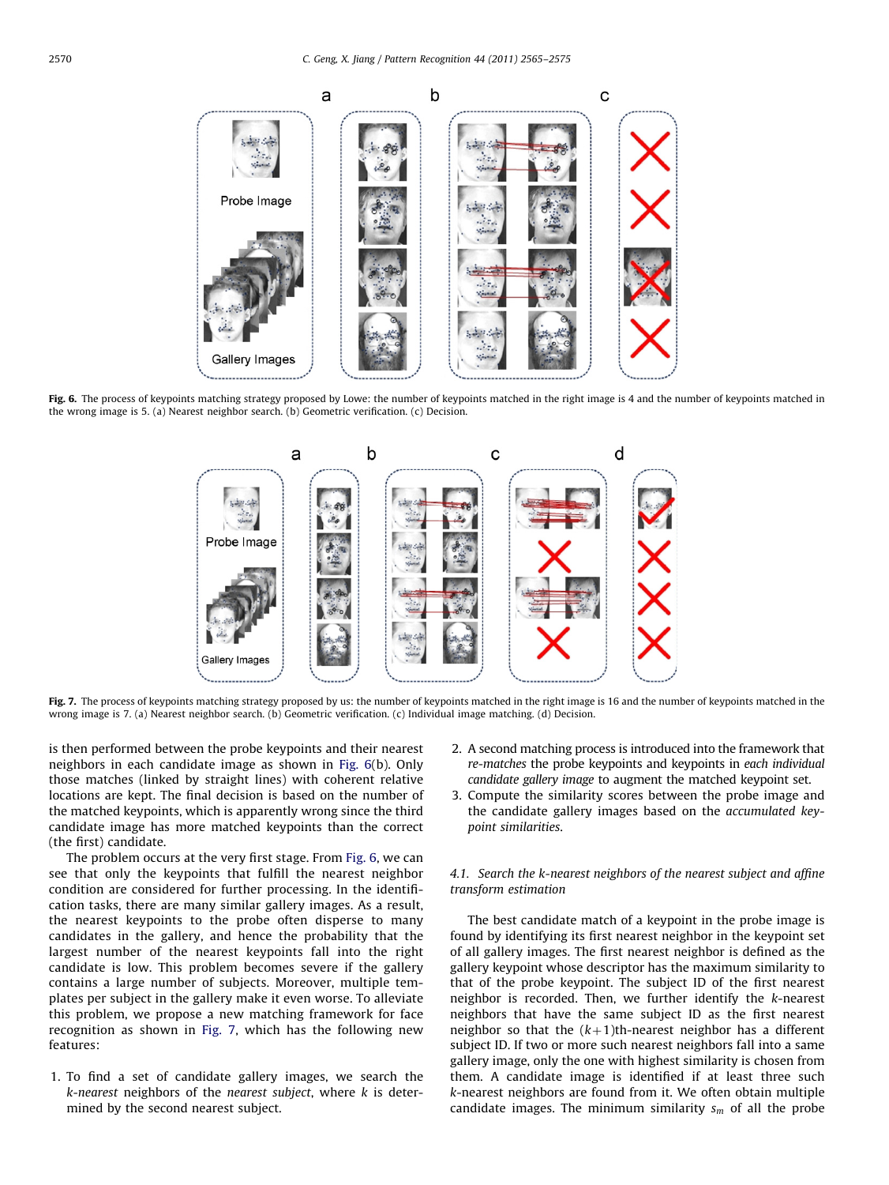Fig. 6. The process of keypoints matching strategy proposed by Lowe: the number of keypoints matched in the right image is 4 and the number of keypoints matched in the wrong image is 5. (a) Nearest neighbor search. (b) Geometric verification. (c) Decision.

Fig. 7. The process of keypoints matching strategy proposed by us: the number of keypoints matched in the right image is 16 and the number of keypoints matched in the wrong image is 7. (a) Nearest neighbor search. (b) Geometric verification. (c) Individual image matching. (d) Decision.

is then performed between the probe keypoints and their nearest neighbors in each candidate image as shown in Fig. 6(b). Only those matches (linked by straight lines) with coherent relative locations are kept. The final decision is based on the number of the matched keypoints, which is apparently wrong since the third candidate image has more matched keypoints than the correct (the first) candidate.

The problem occurs at the very first stage. From Fig. 6, we can see that only the keypoints that fulfill the nearest neighbor condition are considered for further processing. In the identification tasks, there are many similar gallery images. As a result, the nearest keypoints to the probe often disperse to many candidates in the gallery, and hence the probability that the largest number of the nearest keypoints fall into the right candidate is low. This problem becomes severe if the gallery contains a large number of subjects. Moreover, multiple templates per subject in the gallery make it even worse. To alleviate this problem, we propose a new matching framework for face recognition as shown in Fig. 7, which has the following new features:

1. To find a set of candidate gallery images, we search the *k-nearest* neighbors of the *nearest subject*, where $k$ is determined by the second nearest subject.
2. A second matching process is introduced into the framework that *re-matches* the probe keypoints and keypoints in *each individual candidate gallery image* to augment the matched keypoint set.
3. Compute the similarity scores between the probe image and the candidate gallery images based on the *accumulated keypoint similarities*.

### 4.1. Search the k-nearest neighbors of the nearest subject and affine transform estimation

The best candidate match of a keypoint in the probe image is found by identifying its first nearest neighbor in the keypoint set of all gallery images. The first nearest neighbor is defined as the gallery keypoint whose descriptor has the maximum similarity to that of the probe keypoint. The subject ID of the first nearest neighbor is recorded. Then, we further identify the $k$-nearest neighbors that have the same subject ID as the first nearest neighbor so that the $(k+1)$th-nearest neighbor has a different subject ID. If two or more such nearest neighbors fall into a same gallery image, only the one with highest similarity is chosen from them. A candidate image is identified if at least three such $k$-nearest neighbors are found from it. We often obtain multiple candidate images. The minimum similarity $s_m$ of all the probe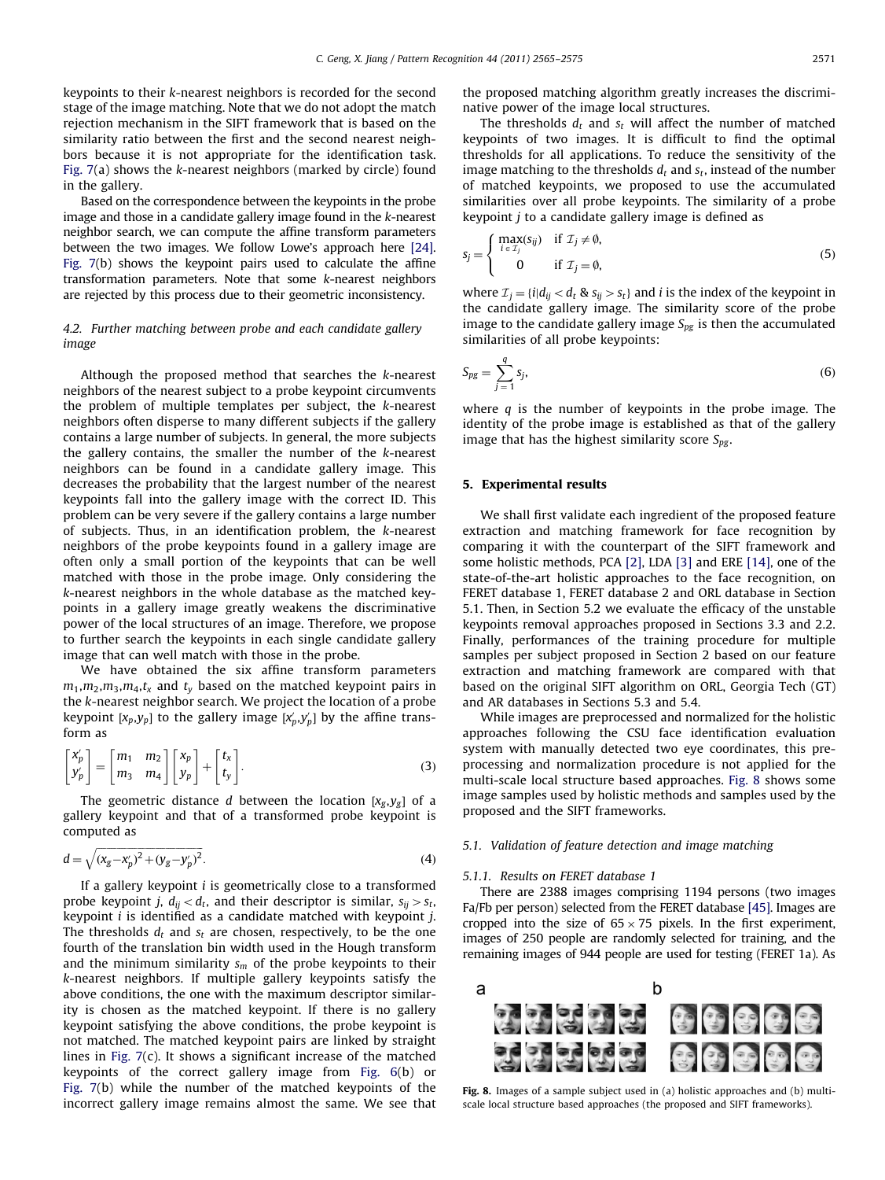keypoints to their $k$-nearest neighbors is recorded for the second stage of the image matching. Note that we do not adopt the match rejection mechanism in the SIFT framework that is based on the similarity ratio between the first and the second nearest neighbors because it is not appropriate for the identification task. Fig. 7(a) shows the $k$-nearest neighbors (marked by circle) found in the gallery.

Based on the correspondence between the keypoints in the probe image and those in a candidate gallery image found in the $k$-nearest neighbor search, we can compute the affine transform parameters between the two images. We follow Lowe's approach here [24]. Fig. 7(b) shows the keypoint pairs used to calculate the affine transformation parameters. Note that some $k$-nearest neighbors are rejected by this process due to their geometric inconsistency.

### 4.2. Further matching between probe and each candidate gallery image

Although the proposed method that searches the $k$-nearest neighbors of the nearest subject to a probe keypoint circumvents the problem of multiple templates per subject, the $k$-nearest neighbors often disperse to many different subjects if the gallery contains a large number of subjects. In general, the more subjects the gallery contains, the smaller the number of the $k$-nearest neighbors can be found in a candidate gallery image. This decreases the probability that the largest number of the nearest keypoints fall into the gallery image with the correct ID. This problem can be very severe if the gallery contains a large number of subjects. Thus, in an identification problem, the $k$-nearest neighbors of the probe keypoints found in a gallery image are often only a small portion of the keypoints that can be well matched with those in the probe image. Only considering the $k$-nearest neighbors in the whole database as the matched keypoints in a gallery image greatly weakens the discriminative power of the local structures of an image. Therefore, we propose to further search the keypoints in each single candidate gallery image that can well match with those in the probe.

We have obtained the six affine transform parameters $m_1, m_2, m_3, m_4, t_x$ and $t_y$ based on the matched keypoint pairs in the $k$-nearest neighbor search. We project the location of a probe keypoint $[x_p, y_p]$ to the gallery image $[x'_p, y'_p]$ by the affine transform as

$$\begin{bmatrix} x'_p \\ y'_p \end{bmatrix} = \begin{bmatrix} m_1 & m_2 \\ m_3 & m_4 \end{bmatrix} \begin{bmatrix} x_p \\ y_p \end{bmatrix} + \begin{bmatrix} t_x \\ t_y \end{bmatrix}. \tag{3}$$

The geometric distance $d$ between the location $[x_g, y_g]$ of a gallery keypoint and that of a transformed probe keypoint is computed as

$$d = \sqrt{(x_g - x'_p)^2 + (y_g - y'_p)^2}. \tag{4}$$

If a gallery keypoint $i$ is geometrically close to a transformed probe keypoint $j$, $d_{ij} < d_t$, and their descriptor is similar, $s_{ij} > s_t$, keypoint $i$ is identified as a candidate matched with keypoint $j$. The thresholds $d_t$ and $s_t$ are chosen, respectively, to be the one fourth of the translation bin width used in the Hough transform and the minimum similarity $s_m$ of the probe keypoints to their $k$-nearest neighbors. If multiple gallery keypoints satisfy the above conditions, the one with the maximum descriptor similarity is chosen as the matched keypoint. If there is no gallery keypoint satisfying the above conditions, the probe keypoint is not matched. The matched keypoint pairs are linked by straight lines in Fig. 7(c). It shows a significant increase of the matched keypoints of the correct gallery image from Fig. 6(b) or Fig. 7(b) while the number of the matched keypoints of the incorrect gallery image remains almost the same. We see that the proposed matching algorithm greatly increases the discriminative power of the image local structures.

The thresholds $d_t$ and $s_t$ will affect the number of matched keypoints of two images. It is difficult to find the optimal thresholds for all applications. To reduce the sensitivity of the image matching to the thresholds $d_t$ and $s_t$, instead of the number of matched keypoints, we proposed to use the accumulated similarities over all probe keypoints. The similarity of a probe keypoint $j$ to a candidate gallery image is defined as

$$s_j = \begin{cases} \max\limits_{i \in \mathcal{I}_j}(s_{ij}) & \text{if } \mathcal{I}_j \neq \emptyset, \\ 0 & \text{if } \mathcal{I}_j = \emptyset, \end{cases} \tag{5}$$

where $\mathcal{I}_j = \{i | d_{ij} < d_t \;\&\; s_{ij} > s_t\}$ and $i$ is the index of the keypoint in the candidate gallery image. The similarity score of the probe image to the candidate gallery image $S_{pg}$ is then the accumulated similarities of all probe keypoints:

$$S_{pg} = \sum_{j=1}^{q} s_j, \tag{6}$$

where $q$ is the number of keypoints in the probe image. The identity of the probe image is established as that of the gallery image that has the highest similarity score $S_{pg}$.

## 5. Experimental results

We shall first validate each ingredient of the proposed feature extraction and matching framework for face recognition by comparing it with the counterpart of the SIFT framework and some holistic methods, PCA [2], LDA [3] and ERE [14], one of the state-of-the-art holistic approaches to the face recognition, on FERET database 1, FERET database 2 and ORL database in Section 5.1. Then, in Section 5.2 we evaluate the efficacy of the unstable keypoints removal approaches proposed in Sections 3.3 and 2.2. Finally, performances of the training procedure for multiple samples per subject proposed in Section 2 based on our feature extraction and matching framework are compared with that based on the original SIFT algorithm on ORL, Georgia Tech (GT) and AR databases in Sections 5.3 and 5.4.

While images are preprocessed and normalized for the holistic approaches following the CSU face identification evaluation system with manually detected two eye coordinates, this preprocessing and normalization procedure is not applied for the multi-scale local structure based approaches. Fig. 8 shows some image samples used by holistic methods and samples used by the proposed and the SIFT frameworks.

### 5.1. Validation of feature detection and image matching

#### 5.1.1. Results on FERET database 1

There are 2388 images comprising 1194 persons (two images Fa/Fb per person) selected from the FERET database [45]. Images are cropped into the size of $65 \times 75$ pixels. In the first experiment, images of 250 people are randomly selected for training, and the remaining images of 944 people are used for testing (FERET 1a). As

Fig. 8. Images of a sample subject used in (a) holistic approaches and (b) multi-scale local structure based approaches (the proposed and SIFT frameworks).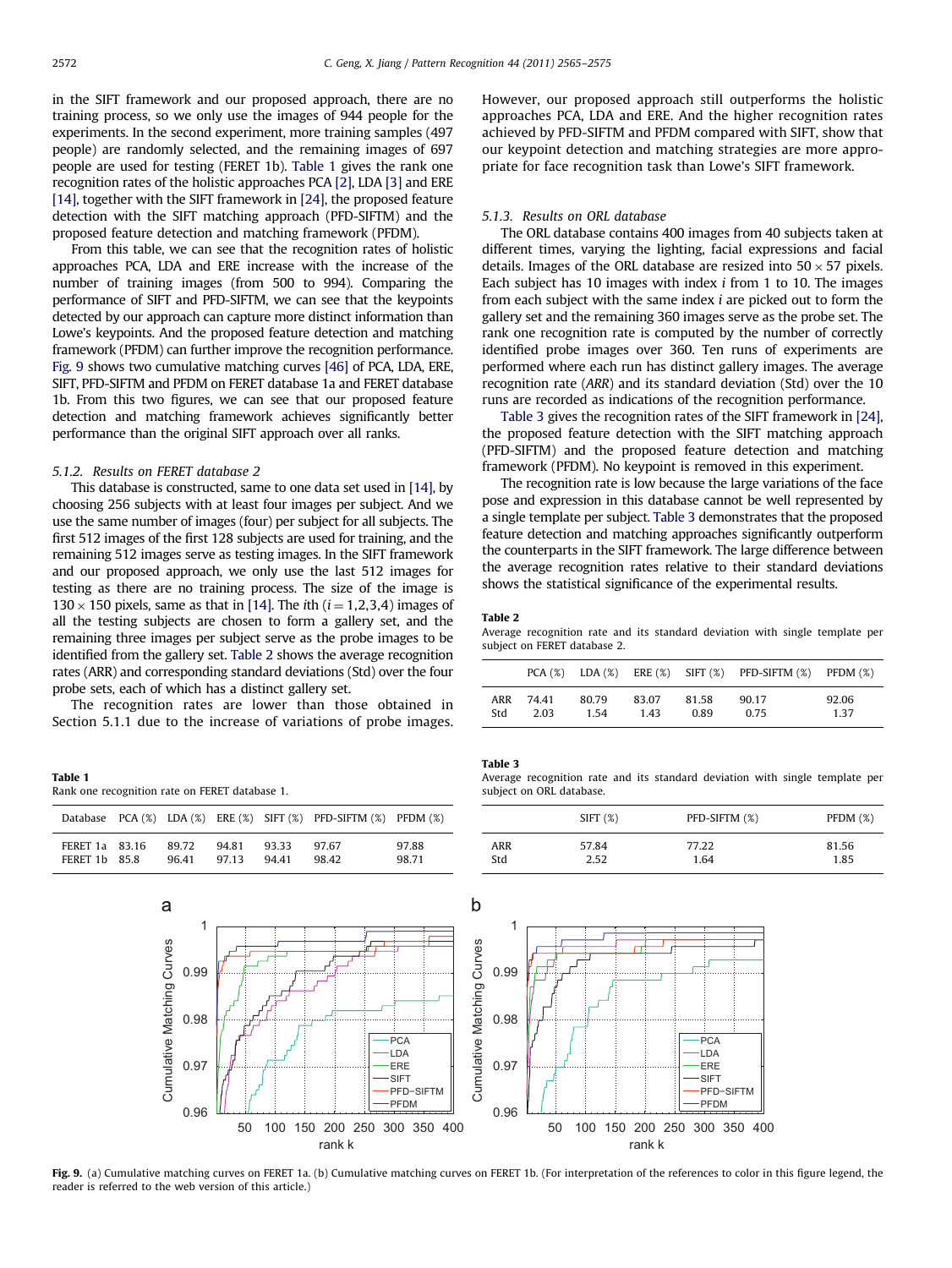in the SIFT framework and our proposed approach, there are no training process, so we only use the images of 944 people for the experiments. In the second experiment, more training samples (497 people) are randomly selected, and the remaining images of 697 people are used for testing (FERET 1b). Table 1 gives the rank one recognition rates of the holistic approaches PCA [2], LDA [3] and ERE [14], together with the SIFT framework in [24], the proposed feature detection with the SIFT matching approach (PFD-SIFTM) and the proposed feature detection and matching framework (PFDM).

From this table, we can see that the recognition rates of holistic approaches PCA, LDA and ERE increase with the increase of the number of training images (from 500 to 994). Comparing the performance of SIFT and PFD-SIFTM, we can see that the keypoints detected by our approach can capture more distinct information than Lowe's keypoints. And the proposed feature detection and matching framework (PFDM) can further improve the recognition performance. Fig. 9 shows two cumulative matching curves [46] of PCA, LDA, ERE, SIFT, PFD-SIFTM and PFDM on FERET database 1a and FERET database 1b. From this two figures, we can see that our proposed feature detection and matching framework achieves significantly better performance than the original SIFT approach over all ranks.

### 5.1.2. Results on FERET database 2

This database is constructed, same to one data set used in [14], by choosing 256 subjects with at least four images per subject. And we use the same number of images (four) per subject for all subjects. The first 512 images of the first 128 subjects are used for training, and the remaining 512 images serve as testing images. In the SIFT framework and our proposed approach, we only use the last 512 images for testing as there are no training process. The size of the image is $130 \times 150$ pixels, same as that in [14]. The *i*th ($i = 1,2,3,4$) images of all the testing subjects are chosen to form a gallery set, and the remaining three images per subject serve as the probe images to be identified from the gallery set. Table 2 shows the average recognition rates (ARR) and corresponding standard deviations (Std) over the four probe sets, each of which has a distinct gallery set.

The recognition rates are lower than those obtained in Section 5.1.1 due to the increase of variations of probe images. However, our proposed approach still outperforms the holistic approaches PCA, LDA and ERE. And the higher recognition rates achieved by PFD-SIFTM and PFDM compared with SIFT, show that our keypoint detection and matching strategies are more appropriate for face recognition task than Lowe's SIFT framework.

### 5.1.3. Results on ORL database

The ORL database contains 400 images from 40 subjects taken at different times, varying the lighting, facial expressions and facial details. Images of the ORL database are resized into $50 \times 57$ pixels. Each subject has 10 images with index *i* from 1 to 10. The images from each subject with the same index *i* are picked out to form the gallery set and the remaining 360 images serve as the probe set. The rank one recognition rate is computed by the number of correctly identified probe images over 360. Ten runs of experiments are performed where each run has distinct gallery images. The average recognition rate (*ARR*) and its standard deviation (Std) over the 10 runs are recorded as indications of the recognition performance.

Table 3 gives the recognition rates of the SIFT framework in [24], the proposed feature detection with the SIFT matching approach (PFD-SIFTM) and the proposed feature detection and matching framework (PFDM). No keypoint is removed in this experiment.

The recognition rate is low because the large variations of the face pose and expression in this database cannot be well represented by a single template per subject. Table 3 demonstrates that the proposed feature detection and matching approaches significantly outperform the counterparts in the SIFT framework. The large difference between the average recognition rates relative to their standard deviations shows the statistical significance of the experimental results.

**Table 1**
Rank one recognition rate on FERET database 1.

| Database | PCA (%) | LDA (%) | ERE (%) | SIFT (%) | PFD-SIFTM (%) | PFDM (%) |
|---|---|---|---|---|---|---|
| FERET 1a | 83.16 | 89.72 | 94.81 | 93.33 | 97.67 | 97.88 |
| FERET 1b | 85.8 | 96.41 | 97.13 | 94.41 | 98.42 | 98.71 |

**Table 2**
Average recognition rate and its standard deviation with single template per subject on FERET database 2.

| | PCA (%) | LDA (%) | ERE (%) | SIFT (%) | PFD-SIFTM (%) | PFDM (%) |
|---|---|---|---|---|---|---|
| ARR | 74.41 | 80.79 | 83.07 | 81.58 | 90.17 | 92.06 |
| Std | 2.03 | 1.54 | 1.43 | 0.89 | 0.75 | 1.37 |

**Table 3**
Average recognition rate and its standard deviation with single template per subject on ORL database.

| | SIFT (%) | PFD-SIFTM (%) | PFDM (%) |
|---|---|---|---|
| ARR | 57.84 | 77.22 | 81.56 |
| Std | 2.52 | 1.64 | 1.85 |

**Fig. 9.** (a) Cumulative matching curves on FERET 1a. (b) Cumulative matching curves on FERET 1b. (For interpretation of the references to color in this figure legend, the reader is referred to the web version of this article.)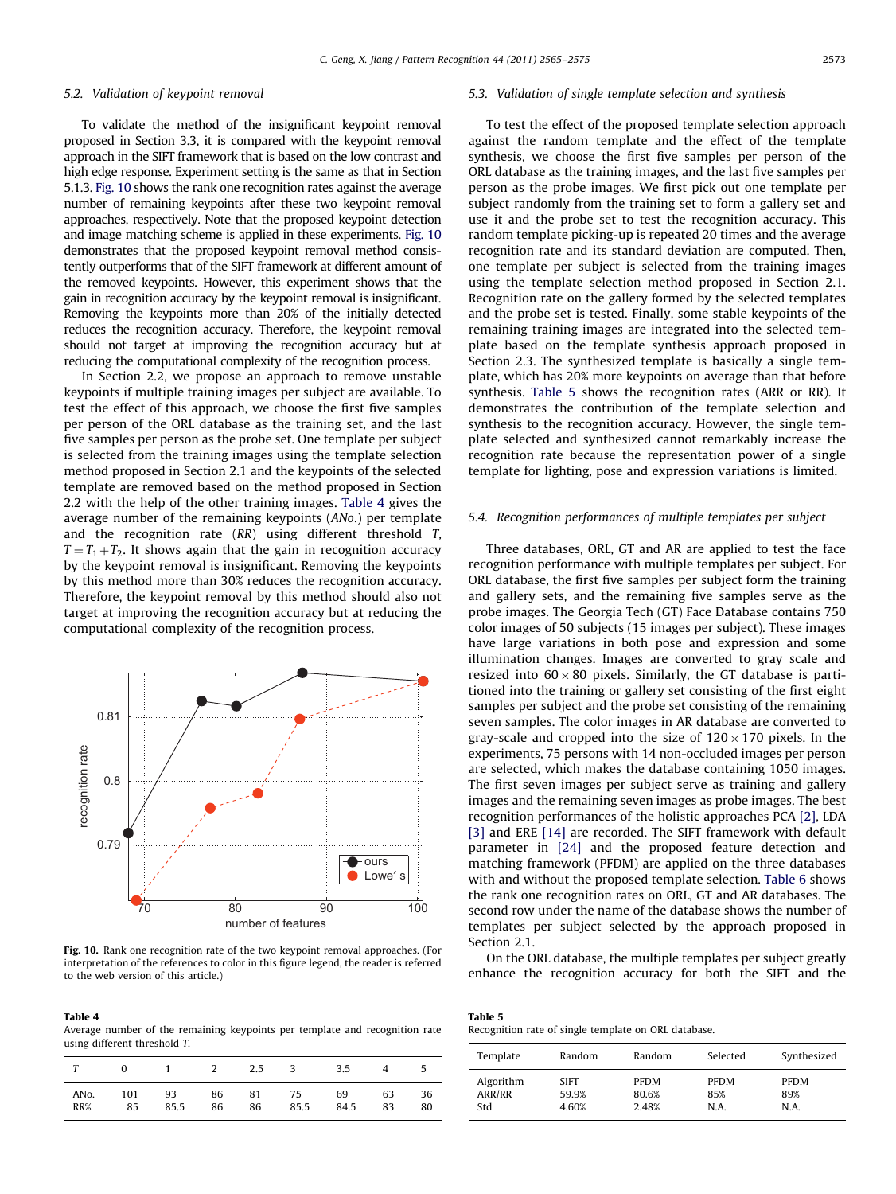### 5.2. Validation of keypoint removal

To validate the method of the insignificant keypoint removal proposed in Section 3.3, it is compared with the keypoint removal approach in the SIFT framework that is based on the low contrast and high edge response. Experiment setting is the same as that in Section 5.1.3. Fig. 10 shows the rank one recognition rates against the average number of remaining keypoints after these two keypoint removal approaches, respectively. Note that the proposed keypoint detection and image matching scheme is applied in these experiments. Fig. 10 demonstrates that the proposed keypoint removal method consistently outperforms that of the SIFT framework at different amount of the removed keypoints. However, this experiment shows that the gain in recognition accuracy by the keypoint removal is insignificant. Removing the keypoints more than 20% of the initially detected reduces the recognition accuracy. Therefore, the keypoint removal should not target at improving the recognition accuracy but at reducing the computational complexity of the recognition process.

In Section 2.2, we propose an approach to remove unstable keypoints if multiple training images per subject are available. To test the effect of this approach, we choose the first five samples per person of the ORL database as the training set, and the last five samples per person as the probe set. One template per subject is selected from the training images using the template selection method proposed in Section 2.1 and the keypoints of the selected template are removed based on the method proposed in Section 2.2 with the help of the other training images. Table 4 gives the average number of the remaining keypoints (*ANo.*) per template and the recognition rate (*RR*) using different threshold $T$, $T=T_1+T_2$. It shows again that the gain in recognition accuracy by the keypoint removal is insignificant. Removing the keypoints by this method more than 30% reduces the recognition accuracy. Therefore, the keypoint removal by this method should also not target at improving the recognition accuracy but at reducing the computational complexity of the recognition process.

**Fig. 10.** Rank one recognition rate of the two keypoint removal approaches. (For interpretation of the references to color in this figure legend, the reader is referred to the web version of this article.)

**Table 4**
Average number of the remaining keypoints per template and recognition rate using different threshold $T$.

| $T$ | 0 | 1 | 2 | 2.5 | 3 | 3.5 | 4 | 5 |
|---|---|---|---|---|---|---|---|---|
| ANo. | 101 | 93 | 86 | 81 | 75 | 69 | 63 | 36 |
| RR% | 85 | 85.5 | 86 | 86 | 85.5 | 84.5 | 83 | 80 |

### 5.3. Validation of single template selection and synthesis

To test the effect of the proposed template selection approach against the random template and the effect of the template synthesis, we choose the first five samples per person of the ORL database as the training images, and the last five samples per person as the probe images. We first pick out one template per subject randomly from the training set to form a gallery set and use it and the probe set to test the recognition accuracy. This random template picking-up is repeated 20 times and the average recognition rate and its standard deviation are computed. Then, one template per subject is selected from the training images using the template selection method proposed in Section 2.1. Recognition rate on the gallery formed by the selected templates and the probe set is tested. Finally, some stable keypoints of the remaining training images are integrated into the selected template based on the template synthesis approach proposed in Section 2.3. The synthesized template is basically a single template, which has 20% more keypoints on average than that before synthesis. Table 5 shows the recognition rates (ARR or RR). It demonstrates the contribution of the template selection and synthesis to the recognition accuracy. However, the single template selected and synthesized cannot remarkably increase the recognition rate because the representation power of a single template for lighting, pose and expression variations is limited.

**Table 5**
Recognition rate of single template on ORL database.

| Template | Random | Random | Selected | Synthesized |
|---|---|---|---|---|
| Algorithm | SIFT | PFDM | PFDM | PFDM |
| ARR/RR | 59.9% | 80.6% | 85% | 89% |
| Std | 4.60% | 2.48% | N.A. | N.A. |

### 5.4. Recognition performances of multiple templates per subject

Three databases, ORL, GT and AR are applied to test the face recognition performance with multiple templates per subject. For ORL database, the first five samples per subject form the training and gallery sets, and the remaining five samples serve as the probe images. The Georgia Tech (GT) Face Database contains 750 color images of 50 subjects (15 images per subject). These images have large variations in both pose and expression and some illumination changes. Images are converted to gray scale and resized into $60\times80$ pixels. Similarly, the GT database is partitioned into the training or gallery set consisting of the first eight samples per subject and the probe set consisting of the remaining seven samples. The color images in AR database are converted to gray-scale and cropped into the size of $120\times170$ pixels. In the experiments, 75 persons with 14 non-occluded images per person are selected, which makes the database containing 1050 images. The first seven images per subject serve as training and gallery images and the remaining seven images as probe images. The best recognition performances of the holistic approaches PCA [2], LDA [3] and ERE [14] are recorded. The SIFT framework with default parameter in [24] and the proposed feature detection and matching framework (PFDM) are applied on the three databases with and without the proposed template selection. Table 6 shows the rank one recognition rates on ORL, GT and AR databases. The second row under the name of the database shows the number of templates per subject selected by the approach proposed in Section 2.1.

On the ORL database, the multiple templates per subject greatly enhance the recognition accuracy for both the SIFT and the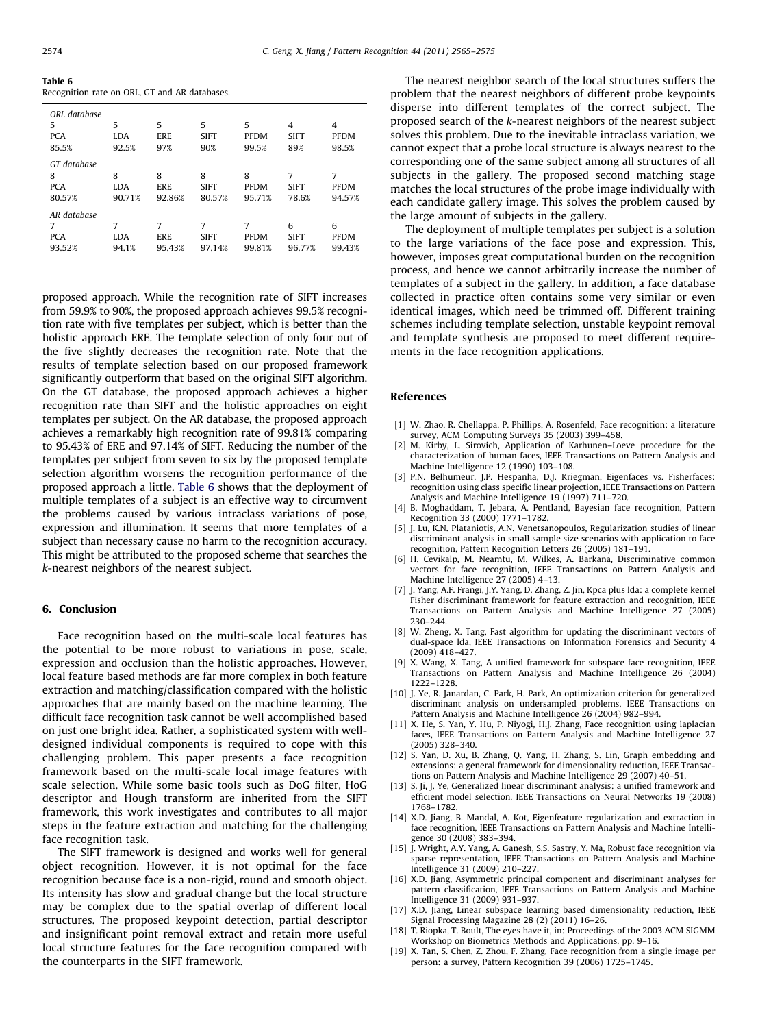**Table 6**
Recognition rate on ORL, GT and AR databases.

| *ORL database* | | | | | | |
|---|---|---|---|---|---|---|
| 5 | 5 | 5 | 5 | 5 | 4 | 4 |
| PCA | LDA | ERE | SIFT | PFDM | SIFT | PFDM |
| 85.5% | 92.5% | 97% | 90% | 99.5% | 89% | 98.5% |
| *GT database* | | | | | | |
| 8 | 8 | 8 | 8 | 8 | 7 | 7 |
| PCA | LDA | ERE | SIFT | PFDM | SIFT | PFDM |
| 80.57% | 90.71% | 92.86% | 80.57% | 95.71% | 78.6% | 94.57% |
| *AR database* | | | | | | |
| 7 | 7 | 7 | 7 | 7 | 6 | 6 |
| PCA | LDA | ERE | SIFT | PFDM | SIFT | PFDM |
| 93.52% | 94.1% | 95.43% | 97.14% | 99.81% | 96.77% | 99.43% |

proposed approach. While the recognition rate of SIFT increases from 59.9% to 90%, the proposed approach achieves 99.5% recognition rate with five templates per subject, which is better than the holistic approach ERE. The template selection of only four out of the five slightly decreases the recognition rate. Note that the results of template selection based on our proposed framework significantly outperform that based on the original SIFT algorithm. On the GT database, the proposed approach achieves a higher recognition rate than SIFT and the holistic approaches on eight templates per subject. On the AR database, the proposed approach achieves a remarkably high recognition rate of 99.81% comparing to 95.43% of ERE and 97.14% of SIFT. Reducing the number of the templates per subject from seven to six by the proposed template selection algorithm worsens the recognition performance of the proposed approach a little. Table 6 shows that the deployment of multiple templates of a subject is an effective way to circumvent the problems caused by various intraclass variations of pose, expression and illumination. It seems that more templates of a subject than necessary cause no harm to the recognition accuracy. This might be attributed to the proposed scheme that searches the *k*-nearest neighbors of the nearest subject.

## 6. Conclusion

Face recognition based on the multi-scale local features has the potential to be more robust to variations in pose, scale, expression and occlusion than the holistic approaches. However, local feature based methods are far more complex in both feature extraction and matching/classification compared with the holistic approaches that are mainly based on the machine learning. The difficult face recognition task cannot be well accomplished based on just one bright idea. Rather, a sophisticated system with well-designed individual components is required to cope with this challenging problem. This paper presents a face recognition framework based on the multi-scale local image features with scale selection. While some basic tools such as DoG filter, HoG descriptor and Hough transform are inherited from the SIFT framework, this work investigates and contributes to all major steps in the feature extraction and matching for the challenging face recognition task.

The SIFT framework is designed and works well for general object recognition. However, it is not optimal for the face recognition because face is a non-rigid, round and smooth object. Its intensity has slow and gradual change but the local structure may be complex due to the spatial overlap of different local structures. The proposed keypoint detection, partial descriptor and insignificant point removal extract and retain more useful local structure features for the face recognition compared with the counterparts in the SIFT framework.

The nearest neighbor search of the local structures suffers the problem that the nearest neighbors of different probe keypoints disperse into different templates of the correct subject. The proposed search of the *k*-nearest neighbors of the nearest subject solves this problem. Due to the inevitable intraclass variation, we cannot expect that a probe local structure is always nearest to the corresponding one of the same subject among all structures of all subjects in the gallery. The proposed second matching stage matches the local structures of the probe image individually with each candidate gallery image. This solves the problem caused by the large amount of subjects in the gallery.

The deployment of multiple templates per subject is a solution to the large variations of the face pose and expression. This, however, imposes great computational burden on the recognition process, and hence we cannot arbitrarily increase the number of templates of a subject in the gallery. In addition, a face database collected in practice often contains some very similar or even identical images, which need be trimmed off. Different training schemes including template selection, unstable keypoint removal and template synthesis are proposed to meet different requirements in the face recognition applications.

## References

[1] W. Zhao, R. Chellappa, P. Phillips, A. Rosenfeld, Face recognition: a literature survey, ACM Computing Surveys 35 (2003) 399–458.

[2] M. Kirby, L. Sirovich, Application of Karhunen–Loeve procedure for the characterization of human faces, IEEE Transactions on Pattern Analysis and Machine Intelligence 12 (1990) 103–108.

[3] P.N. Belhumeur, J.P. Hespanha, D.J. Kriegman, Eigenfaces vs. Fisherfaces: recognition using class specific linear projection, IEEE Transactions on Pattern Analysis and Machine Intelligence 19 (1997) 711–720.

[4] B. Moghaddam, T. Jebara, A. Pentland, Bayesian face recognition, Pattern Recognition 33 (2000) 1771–1782.

[5] J. Lu, K.N. Plataniotis, A.N. Venetsanopoulos, Regularization studies of linear discriminant analysis in small sample size scenarios with application to face recognition, Pattern Recognition Letters 26 (2005) 181–191.

[6] H. Cevikalp, M. Neamtu, M. Wilkes, A. Barkana, Discriminative common vectors for face recognition, IEEE Transactions on Pattern Analysis and Machine Intelligence 27 (2005) 4–13.

[7] J. Yang, A.F. Frangi, J.Y. Yang, D. Zhang, Z. Jin, Kpca plus lda: a complete kernel Fisher discriminant framework for feature extraction and recognition, IEEE Transactions on Pattern Analysis and Machine Intelligence 27 (2005) 230–244.

[8] W. Zheng, X. Tang, Fast algorithm for updating the discriminant vectors of dual-space lda, IEEE Transactions on Information Forensics and Security 4 (2009) 418–427.

[9] X. Wang, X. Tang, A unified framework for subspace face recognition, IEEE Transactions on Pattern Analysis and Machine Intelligence 26 (2004) 1222–1228.

[10] J. Ye, R. Janardan, C. Park, H. Park, An optimization criterion for generalized discriminant analysis on undersampled problems, IEEE Transactions on Pattern Analysis and Machine Intelligence 26 (2004) 982–994.

[11] X. He, S. Yan, Y. Hu, P. Niyogi, H.J. Zhang, Face recognition using laplacian faces, IEEE Transactions on Pattern Analysis and Machine Intelligence 27 (2005) 328–340.

[12] S. Yan, D. Xu, B. Zhang, Q. Yang, H. Zhang, S. Lin, Graph embedding and extensions: a general framework for dimensionality reduction, IEEE Transactions on Pattern Analysis and Machine Intelligence 29 (2007) 40–51.

[13] S. Ji, J. Ye, Generalized linear discriminant analysis: a unified framework and efficient model selection, IEEE Transactions on Neural Networks 19 (2008) 1768–1782.

[14] X.D. Jiang, B. Mandal, A. Kot, Eigenfeature regularization and extraction in face recognition, IEEE Transactions on Pattern Analysis and Machine Intelligence 30 (2008) 383–394.

[15] J. Wright, A.Y. Yang, A. Ganesh, S.S. Sastry, Y. Ma, Robust face recognition via sparse representation, IEEE Transactions on Pattern Analysis and Machine Intelligence 31 (2009) 210–227.

[16] X.D. Jiang, Asymmetric principal component and discriminant analyses for pattern classification, IEEE Transactions on Pattern Analysis and Machine Intelligence 31 (2009) 931–937.

[17] X.D. Jiang, Linear subspace learning based dimensionality reduction, IEEE Signal Processing Magazine 28 (2) (2011) 16–26.

[18] T. Riopka, T. Boult, The eyes have it, in: Proceedings of the 2003 ACM SIGMM Workshop on Biometrics Methods and Applications, pp. 9–16.

[19] X. Tan, S. Chen, Z. Zhou, F. Zhang, Face recognition from a single image per person: a survey, Pattern Recognition 39 (2006) 1725–1745.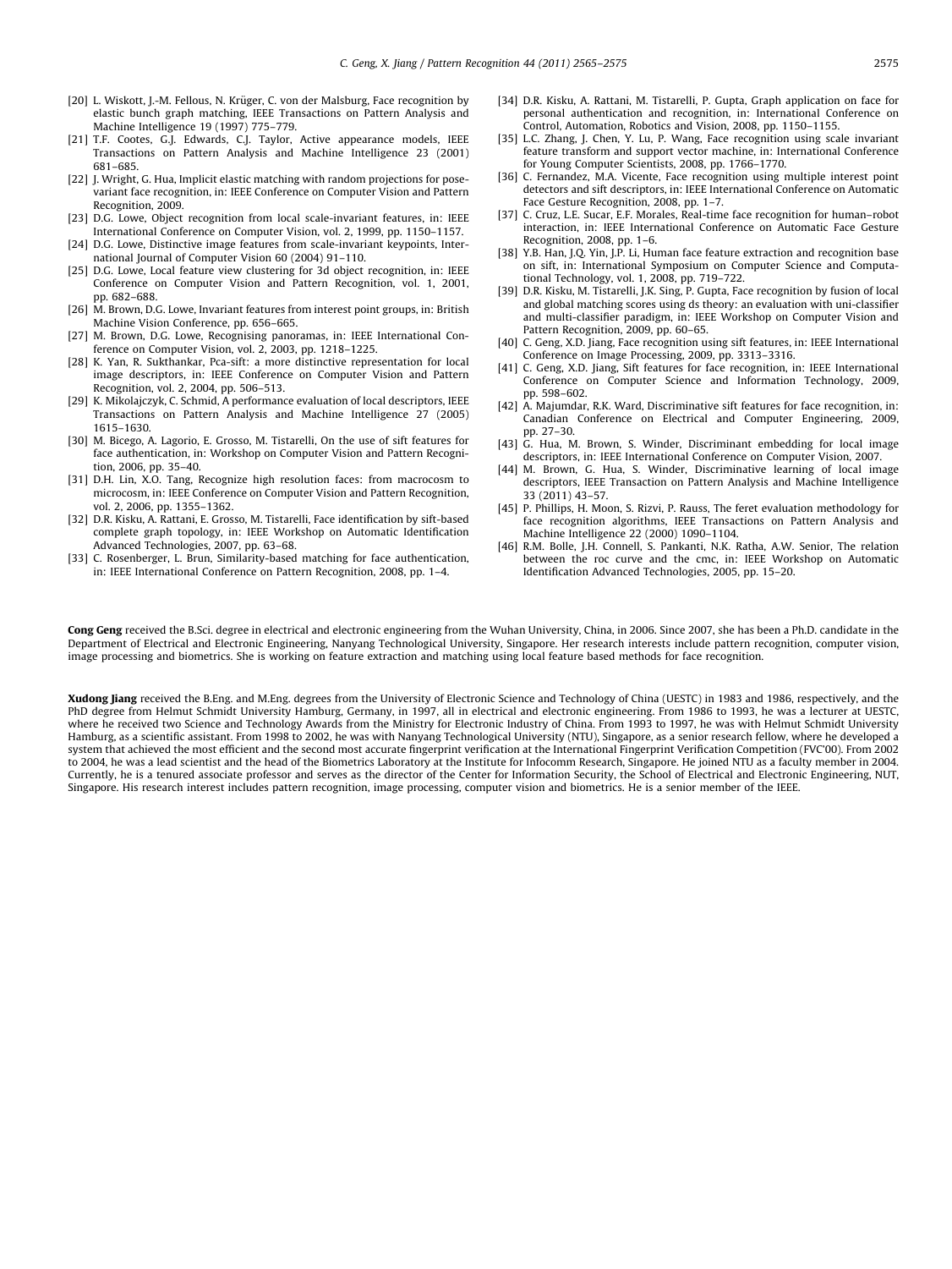[20] L. Wiskott, J.-M. Fellous, N. Krüger, C. von der Malsburg, Face recognition by elastic bunch graph matching, IEEE Transactions on Pattern Analysis and Machine Intelligence 19 (1997) 775–779.

[21] T.F. Cootes, G.J. Edwards, C.J. Taylor, Active appearance models, IEEE Transactions on Pattern Analysis and Machine Intelligence 23 (2001) 681–685.

[22] J. Wright, G. Hua, Implicit elastic matching with random projections for pose-variant face recognition, in: IEEE Conference on Computer Vision and Pattern Recognition, 2009.

[23] D.G. Lowe, Object recognition from local scale-invariant features, in: IEEE International Conference on Computer Vision, vol. 2, 1999, pp. 1150–1157.

[24] D.G. Lowe, Distinctive image features from scale-invariant keypoints, International Journal of Computer Vision 60 (2004) 91–110.

[25] D.G. Lowe, Local feature view clustering for 3d object recognition, in: IEEE Conference on Computer Vision and Pattern Recognition, vol. 1, 2001, pp. 682–688.

[26] M. Brown, D.G. Lowe, Invariant features from interest point groups, in: British Machine Vision Conference, pp. 656–665.

[27] M. Brown, D.G. Lowe, Recognising panoramas, in: IEEE International Conference on Computer Vision, vol. 2, 2003, pp. 1218–1225.

[28] K. Yan, R. Sukthankar, Pca-sift: a more distinctive representation for local image descriptors, in: IEEE Conference on Computer Vision and Pattern Recognition, vol. 2, 2004, pp. 506–513.

[29] K. Mikolajczyk, C. Schmid, A performance evaluation of local descriptors, IEEE Transactions on Pattern Analysis and Machine Intelligence 27 (2005) 1615–1630.

[30] M. Bicego, A. Lagorio, E. Grosso, M. Tistarelli, On the use of sift features for face authentication, in: Workshop on Computer Vision and Pattern Recognition, 2006, pp. 35–40.

[31] D.H. Lin, X.O. Tang, Recognize high resolution faces: from macrocosm to microcosm, in: IEEE Conference on Computer Vision and Pattern Recognition, vol. 2, 2006, pp. 1355–1362.

[32] D.R. Kisku, A. Rattani, E. Grosso, M. Tistarelli, Face identification by sift-based complete graph topology, in: IEEE Workshop on Automatic Identification Advanced Technologies, 2007, pp. 63–68.

[33] C. Rosenberger, L. Brun, Similarity-based matching for face authentication, in: IEEE International Conference on Pattern Recognition, 2008, pp. 1–4.

[34] D.R. Kisku, A. Rattani, M. Tistarelli, P. Gupta, Graph application on face for personal authentication and recognition, in: International Conference on Control, Automation, Robotics and Vision, 2008, pp. 1150–1155.

[35] L.C. Zhang, J. Chen, Y. Lu, P. Wang, Face recognition using scale invariant feature transform and support vector machine, in: International Conference for Young Computer Scientists, 2008, pp. 1766–1770.

[36] C. Fernandez, M.A. Vicente, Face recognition using multiple interest point detectors and sift descriptors, in: IEEE International Conference on Automatic Face Gesture Recognition, 2008, pp. 1–7.

[37] C. Cruz, L.E. Sucar, E.F. Morales, Real-time face recognition for human–robot interaction, in: IEEE International Conference on Automatic Face Gesture Recognition, 2008, pp. 1–6.

[38] Y.B. Han, J.Q. Yin, J.P. Li, Human face feature extraction and recognition base on sift, in: International Symposium on Computer Science and Computational Technology, vol. 1, 2008, pp. 719–722.

[39] D.R. Kisku, M. Tistarelli, J.K. Sing, P. Gupta, Face recognition by fusion of local and global matching scores using ds theory: an evaluation with uni-classifier and multi-classifier paradigm, in: IEEE Workshop on Computer Vision and Pattern Recognition, 2009, pp. 60–65.

[40] C. Geng, X.D. Jiang, Face recognition using sift features, in: IEEE International Conference on Image Processing, 2009, pp. 3313–3316.

[41] C. Geng, X.D. Jiang, Sift features for face recognition, in: IEEE International Conference on Computer Science and Information Technology, 2009, pp. 598–602.

[42] A. Majumdar, R.K. Ward, Discriminative sift features for face recognition, in: Canadian Conference on Electrical and Computer Engineering, 2009, pp. 27–30.

[43] G. Hua, M. Brown, S. Winder, Discriminant embedding for local image descriptors, in: IEEE International Conference on Computer Vision, 2007.

[44] M. Brown, G. Hua, S. Winder, Discriminative learning of local image descriptors, IEEE Transaction on Pattern Analysis and Machine Intelligence 33 (2011) 43–57.

[45] P. Phillips, H. Moon, S. Rizvi, P. Rauss, The feret evaluation methodology for face recognition algorithms, IEEE Transactions on Pattern Analysis and Machine Intelligence 22 (2000) 1090–1104.

[46] R.M. Bolle, J.H. Connell, S. Pankanti, N.K. Ratha, A.W. Senior, The relation between the roc curve and the cmc, in: IEEE Workshop on Automatic Identification Advanced Technologies, 2005, pp. 15–20.

**Cong Geng** received the B.Sci. degree in electrical and electronic engineering from the Wuhan University, China, in 2006. Since 2007, she has been a Ph.D. candidate in the Department of Electrical and Electronic Engineering, Nanyang Technological University, Singapore. Her research interests include pattern recognition, computer vision, image processing and biometrics. She is working on feature extraction and matching using local feature based methods for face recognition.

**Xudong Jiang** received the B.Eng. and M.Eng. degrees from the University of Electronic Science and Technology of China (UESTC) in 1983 and 1986, respectively, and the PhD degree from Helmut Schmidt University Hamburg, Germany, in 1997, all in electrical and electronic engineering. From 1986 to 1993, he was a lecturer at UESTC, where he received two Science and Technology Awards from the Ministry for Electronic Industry of China. From 1993 to 1997, he was with Helmut Schmidt University Hamburg, as a scientific assistant. From 1998 to 2002, he was with Nanyang Technological University (NTU), Singapore, as a senior research fellow, where he developed a system that achieved the most efficient and the second most accurate fingerprint verification at the International Fingerprint Verification Competition (FVC'00). From 2002 to 2004, he was a lead scientist and the head of the Biometrics Laboratory at the Institute for Infocomm Research, Singapore. He joined NTU as a faculty member in 2004. Currently, he is a tenured associate professor and serves as the director of the Center for Information Security, the School of Electrical and Electronic Engineering, NUT, Singapore. His research interest includes pattern recognition, image processing, computer vision and biometrics. He is a senior member of the IEEE.